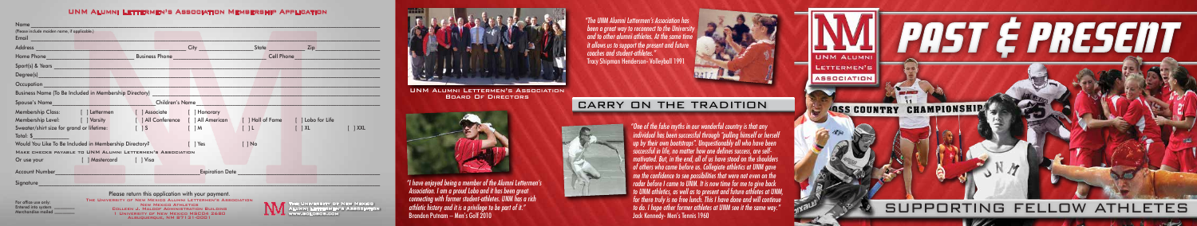# UNM Alumni Lettermen's Association Membership Application

Name ___
(Please include maiden name, if applicable.)

Email ___

Address ___ City ___ State ___ Zip ___

Home Phone ___ Business Phone ___ Cell Phone ___

Sport(s) & Years ___

Degree(s) ___

Occupation ___

Business Name (To Be Included in Membership Directory) ___

Spouse's Name ___ Children's Name ___

Membership Class: [ ] Lettermen [ ] Associate [ ] Honorary

Membership Level: [ ] Varsity [ ] All Conference [ ] All American [ ] Hall of Fame [ ] Lobo for Life

Sweater/shirt size for grand or lifetime: [ ] S [ ] M [ ] L [ ] XL [ ] XXL

Total: $

Would You Like To Be Included in Membership Directory? [ ] Yes [ ] No

Make checks payable to UNM Alumni Lettermen's Association

Or use your [ ] Mastercard [ ] Visa

Account Number ___ Expiration Date ___

Signature ___

Please return this application with your payment.

The University of New Mexico Alumni Lettermen's Association
New Mexico Athletics
Colleen J. Maloof Administration Building
1 University of New Mexico MSC04 2680
Albuquerque, NM 87131-0001

For office use only:
Entered into system ___
Merchandise mailed ___

The University of New Mexico Alumni Lettermen's Association
www.golobos.com

UNM Alumni Lettermen's Association Board Of Directors

*"I have enjoyed being a member of the Alumni Lettermen's Association. I am a proud Lobo and it has been great connecting with former student-athletes. UNM has a rich athletic history and it is a privilege to be part of it."*
Brandon Putnam – Men's Golf 2010

*"The UNM Alumni Lettermen's Association has been a great way to reconnect to the University and to other alumni athletes. At the same time it allows us to support the present and future coaches and student athletes."*
Tracy Shipman Henderson- Volleyball 1991

## Carry On The Tradition

*"One of the false myths in our wonderful country is that any individual has been successful through "pulling himself or herself up by their own bootstraps". Unquestionably all who have been successful in life, no matter how one defines success, are self-motivated. But, in the end, all of us have stood on the shoulders of others who came before us. Collegiate athletics at UNM gave me the confidence to see possibilities that were not even on the radar before I came to UNM. It is now time for me to give back to UNM athletics, as well as to present and future athletes at UNM, for there truly is no free lunch. This I have done and will continue to do. I hope other former athletes at UNM see it the same way."*
Jack Kennedy- Men's Tennis 1960

# Past & Present

UNM Alumni Lettermen's Association

## Supporting Fellow Athletes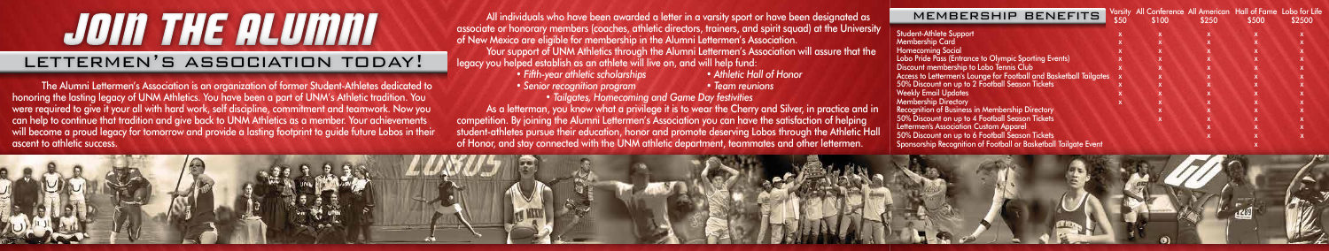# JOIN THE ALUMNI

## LETTERMEN'S ASSOCIATION TODAY!

The Alumni Lettermen's Association is an organization of former Student-Athletes dedicated to honoring the lasting legacy of UNM Athletics. You have been a part of UNM's Athletic tradition. You were required to give it your all with hard work, self discipline, commitment and teamwork. Now you can help to continue that tradition and give back to UNM Athletics as a member. Your achievements will become a proud legacy for tomorrow and provide a lasting footprint to guide future Lobos in their ascent to athletic success.

All individuals who have been awarded a letter in a varsity sport or have been designated as associate or honorary members (coaches, athletic directors, trainers, and spirit squad) at the University of New Mexico are eligible for membership in the Alumni Lettermen's Association.

Your support of UNM Athletics through the Alumni Lettermen's Association will assure that the legacy you helped establish as an athlete will live on, and will help fund:

- *Fifth-year athletic scholarships*
- *Athletic Hall of Honor*
- *Senior recognition program*
- *Team reunions*
- *Tailgates, Homecoming and Game Day festivities*

As a letterman, you know what a privilege it is to wear the Cherry and Silver, in practice and in competition. By joining the Alumni Lettermen's Association you can have the satisfaction of helping student-athletes pursue their education, honor and promote deserving Lobos through the Athletic Hall of Honor, and stay connected with the UNM athletic department, teammates and other lettermen.

## MEMBERSHIP BENEFITS

| | Varsity $50 | All Conference $100 | All American $250 | Hall of Fame $500 | Lobo for Life $2500 |
|---|---|---|---|---|---|
| Student-Athlete Support | x | x | x | x | x |
| Membership Card | x | x | x | x | x |
| Homecoming Social | x | x | x | x | x |
| Lobo Pride Pass (Entrance to Olympic Sporting Events) | x | x | x | x | x |
| Discount membership to Lobo Tennis Club | x | x | x | x | x |
| Access to Lettermen's Lounge for Football and Basketball Tailgates | x | x | x | x | x |
| 50% Discount on up to 2 Football Season Tickets | x | x | x | x | x |
| Weekly Email Updates | x | x | x | x | x |
| Membership Directory | x | x | x | x | x |
| Recognition of Business in Membership Directory | | x | x | x | x |
| 50% Discount on up to 4 Football Season Tickets | | x | x | x | x |
| Lettermen's Association Custom Apparel | | | x | x | x |
| 50% Discount on up to 6 Football Season Tickets | | | x | x | x |
| Sponsorship Recognition of Football or Basketball Tailgate Event | | | | x | |